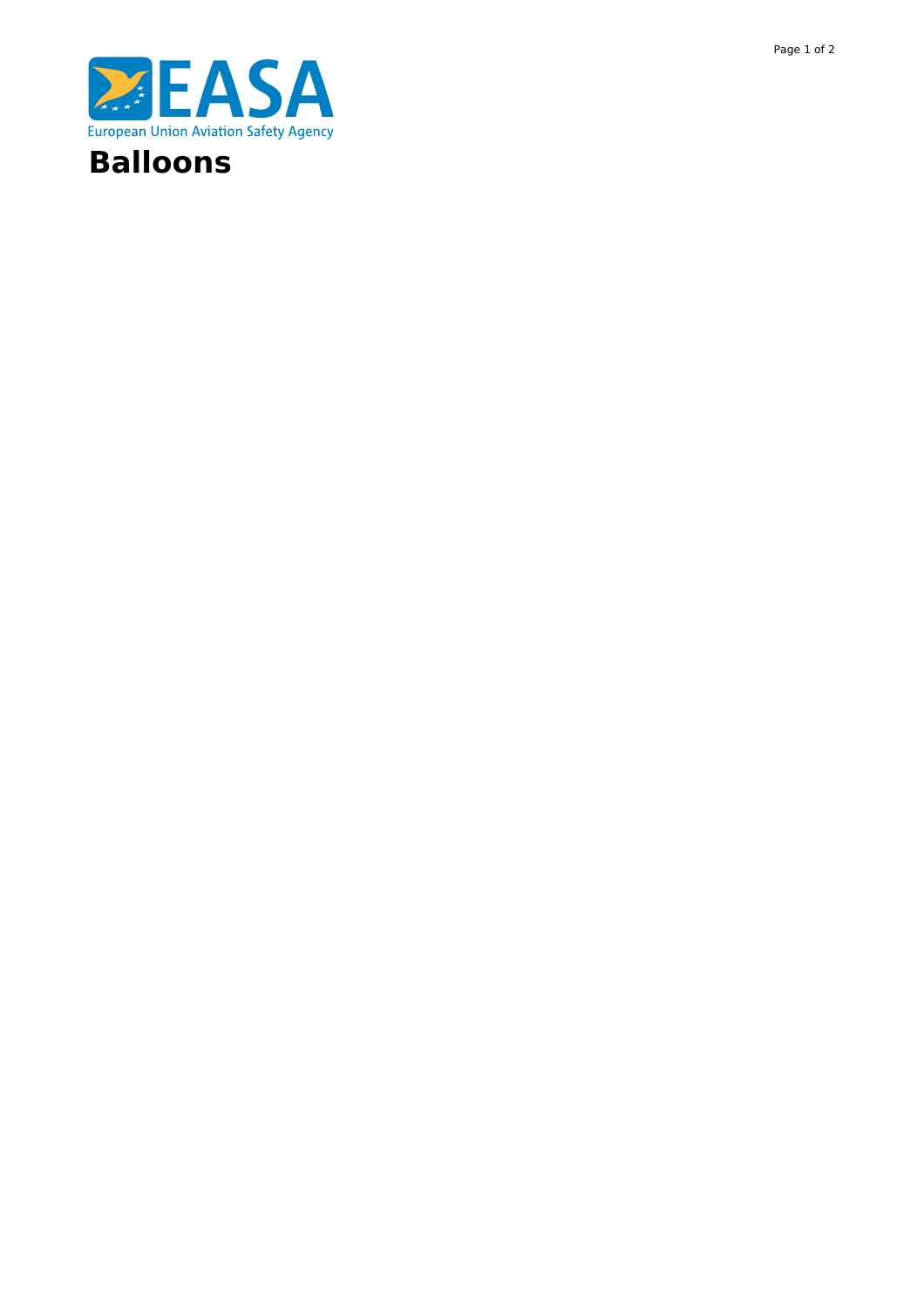# Balloons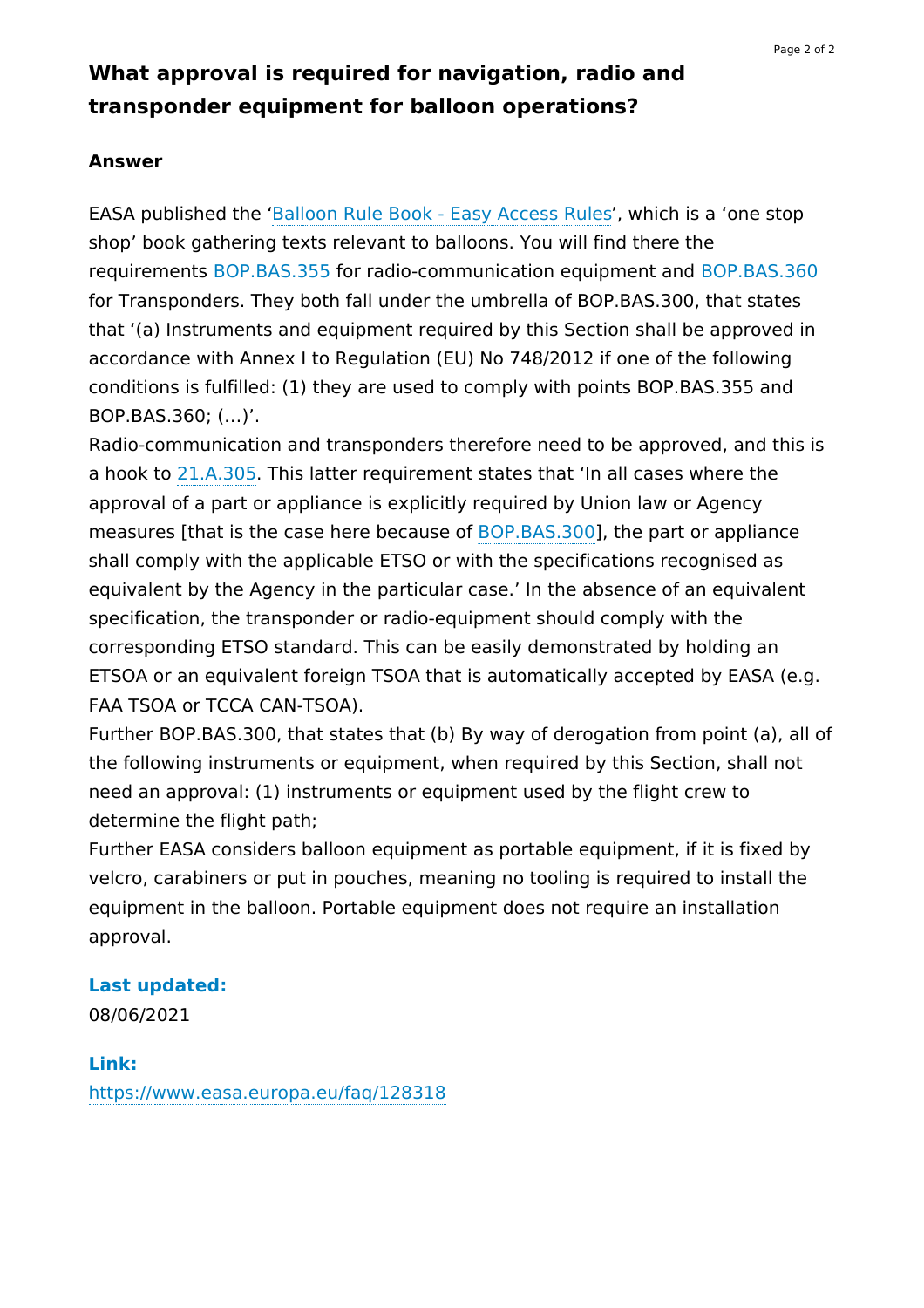## What approval is required for navigation, radio and transponder equipment for balloon operations?

### Answer

EASA published the '[Balloon Rule Book - Easy Access Rules](Balloon Rule Book - Easy Access Rules)', which is a 'one stop shop' book gathering texts relevant to balloons. You will find there the requirements BOP.BAS.355 for radio-communication equipment and BOP.BAS.360 for Transponders. They both fall under the umbrella of BOP.BAS.300, that states that '(a) Instruments and equipment required by this Section shall be approved in accordance with Annex I to Regulation (EU) No 748/2012 if one of the following conditions is fulfilled: (1) they are used to comply with points BOP.BAS.355 and BOP.BAS.360; (...)'.

Radio-communication and transponders therefore need to be approved, and this is a hook to 21.A.305. This latter requirement states that 'In all cases where the approval of a part or appliance is explicitly required by Union law or Agency measures [that is the case here because of BOP.BAS.300], the part or appliance shall comply with the applicable ETSO or with the specifications recognised as equivalent by the Agency in the particular case.' In the absence of an equivalent specification, the transponder or radio-equipment should comply with the corresponding ETSO standard. This can be easily demonstrated by holding an ETSOA or an equivalent foreign TSOA that is automatically accepted by EASA (e.g. FAA TSOA or TCCA CAN-TSOA).

Further BOP.BAS.300, that states that (b) By way of derogation from point (a), all of the following instruments or equipment, when required by this Section, shall not need an approval: (1) instruments or equipment used by the flight crew to determine the flight path;

Further EASA considers balloon equipment as portable equipment, if it is fixed by velcro, carabiners or put in pouches, meaning no tooling is required to install the equipment in the balloon. Portable equipment does not require an installation approval.

**Last updated:**

08/06/2021

**Link:**

https://www.easa.europa.eu/faq/128318